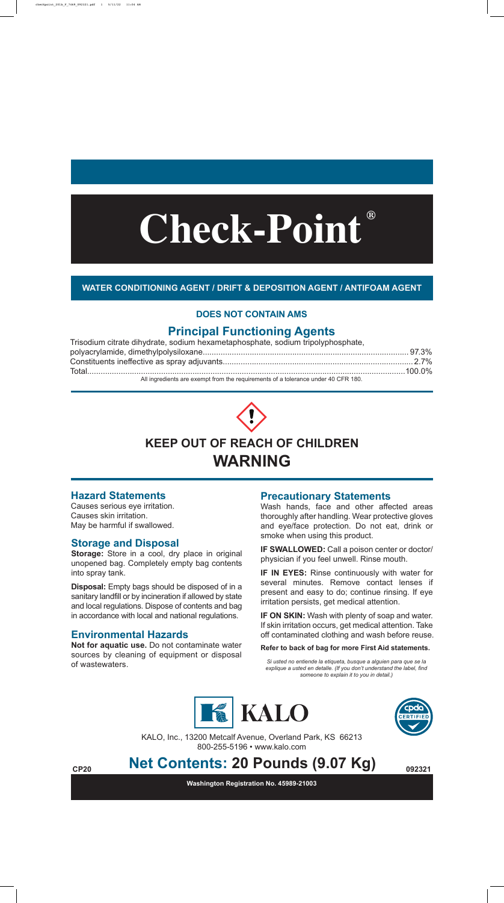# Check-Point®

**WATER CONDITIONING AGENT / DRIFT & DEPOSITION AGENT / ANTIFOAM AGENT**

**DOES NOT CONTAIN AMS**

## Principal Functioning Agents

| | |
|---|---|
| Trisodium citrate dihydrate, sodium hexametaphosphate, sodium tripolyphosphate, polyacrylamide, dimethylpolysiloxane | 97.3% |
| Constituents ineffective as spray adjuvants | 2.7% |
| Total | 100.0% |

All ingredients are exempt from the requirements of a tolerance under 40 CFR 180.

## KEEP OUT OF REACH OF CHILDREN
## WARNING

### Hazard Statements

Causes serious eye irritation.
Causes skin irritation.
May be harmful if swallowed.

### Storage and Disposal

**Storage:** Store in a cool, dry place in original unopened bag. Completely empty bag contents into spray tank.

**Disposal:** Empty bags should be disposed of in a sanitary landfill or by incineration if allowed by state and local regulations. Dispose of contents and bag in accordance with local and national regulations.

### Environmental Hazards

**Not for aquatic use.** Do not contaminate water sources by cleaning of equipment or disposal of wastewaters.

### Precautionary Statements

Wash hands, face and other affected areas thoroughly after handling. Wear protective gloves and eye/face protection. Do not eat, drink or smoke when using this product.

**IF SWALLOWED:** Call a poison center or doctor/physician if you feel unwell. Rinse mouth.

**IF IN EYES:** Rinse continuously with water for several minutes. Remove contact lenses if present and easy to do; continue rinsing. If eye irritation persists, get medical attention.

**IF ON SKIN:** Wash with plenty of soap and water. If skin irritation occurs, get medical attention. Take off contaminated clothing and wash before reuse.

**Refer to back of bag for more First Aid statements.**

*Si usted no entiende la etiqueta, busque a alguien para que se la explique a usted en detalle. (If you don't understand the label, find someone to explain it to you in detail.)*

KALO

KALO, Inc., 13200 Metcalf Avenue, Overland Park, KS 66213
800-255-5196 • www.kalo.com

CP20

## Net Contents: 20 Pounds (9.07 Kg)

092321

**Washington Registration No. 45989-21003**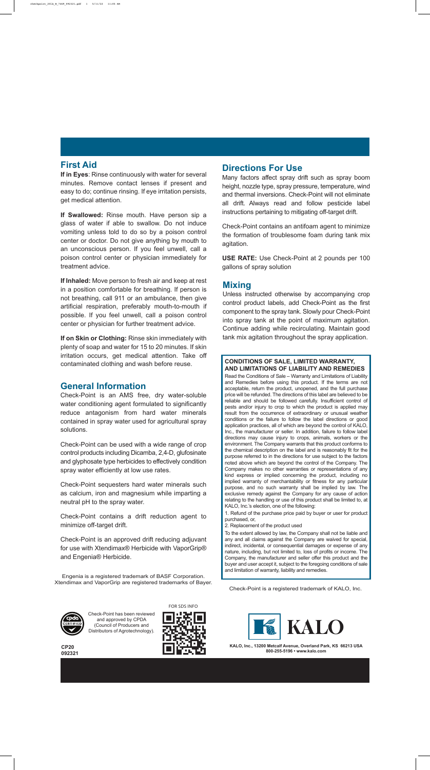## First Aid

**If in Eyes**: Rinse continuously with water for several minutes. Remove contact lenses if present and easy to do; continue rinsing. If eye irritation persists, get medical attention.

**If Swallowed:** Rinse mouth. Have person sip a glass of water if able to swallow. Do not induce vomiting unless told to do so by a poison control center or doctor. Do not give anything by mouth to an unconscious person. If you feel unwell, call a poison control center or physician immediately for treatment advice.

**If Inhaled:** Move person to fresh air and keep at rest in a position comfortable for breathing. If person is not breathing, call 911 or an ambulance, then give artificial respiration, preferably mouth-to-mouth if possible. If you feel unwell, call a poison control center or physician for further treatment advice.

**If on Skin or Clothing:** Rinse skin immediately with plenty of soap and water for 15 to 20 minutes. If skin irritation occurs, get medical attention. Take off contaminated clothing and wash before reuse.

## General Information

Check-Point is an AMS free, dry water-soluble water conditioning agent formulated to significantly reduce antagonism from hard water minerals contained in spray water used for agricultural spray solutions.

Check-Point can be used with a wide range of crop control products including Dicamba, 2,4-D, glufosinate and glyphosate type herbicides to effectively condition spray water efficiently at low use rates.

Check-Point sequesters hard water minerals such as calcium, iron and magnesium while imparting a neutral pH to the spray water.

Check-Point contains a drift reduction agent to minimize off-target drift.

Check-Point is an approved drift reducing adjuvant for use with Xtendimax® Herbicide with VaporGrip® and Engenia® Herbicide.

Engenia is a registered trademark of BASF Corporation.
Xtendimax and VaporGrip are registered trademarks of Bayer.

## Directions For Use

Many factors affect spray drift such as spray boom height, nozzle type, spray pressure, temperature, wind and thermal inversions. Check-Point will not eliminate all drift. Always read and follow pesticide label instructions pertaining to mitigating off-target drift.

Check-Point contains an antifoam agent to minimize the formation of troublesome foam during tank mix agitation.

**USE RATE:** Use Check-Point at 2 pounds per 100 gallons of spray solution

## Mixing

Unless instructed otherwise by accompanying crop control product labels, add Check-Point as the first component to the spray tank. Slowly pour Check-Point into spray tank at the point of maximum agitation. Continue adding while recirculating. Maintain good tank mix agitation throughout the spray application.

**CONDITIONS OF SALE, LIMITED WARRANTY, AND LIMITATIONS OF LIABILITY AND REMEDIES**

Read the Conditions of Sale – Warranty and Limitations of Liability and Remedies before using this product. If the terms are not acceptable, return the product, unopened, and the full purchase price will be refunded. The directions of this label are believed to be reliable and should be followed carefully. Insufficient control of pests and/or injury to crop to which the product is applied may result from the occurrence of extraordinary or unusual weather conditions or the failure to follow the label directions or good application practices, all of which are beyond the control of KALO, Inc., the manufacturer or seller. In addition, failure to follow label directions may cause injury to crops, animals, workers or the environment. The Company warrants that this product conforms to the chemical description on the label and is reasonably fit for the purpose referred to in the directions for use subject to the factors noted above which are beyond the control of the Company. The Company makes no other warranties or representations of any kind express or implied concerning the product, including no implied warranty of merchantability or fitness for any particular purpose, and no such warranty shall be implied by law. The exclusive remedy against the Company for any cause of action relating to the handling or use of this product shall be limited to, at KALO, Inc.'s election, one of the following:

1. Refund of the purchase price paid by buyer or user for product purchased, or,
2. Replacement of the product used

To the extent allowed by law, the Company shall not be liable and any and all claims against the Company are waived for special, indirect, incidental, or consequential damages or expense of any nature, including, but not limited to, loss of profits or income. The Company, the manufacturer and seller offer this product and the buyer and user accept it, subject to the foregoing conditions of sale and limitation of warranty, liability and remedies.

Check-Point is a registered trademark of KALO, Inc.

Check-Point has been reviewed and approved by CPDA (Council of Producers and Distributors of Agrotechnology).

FOR SDS INFO

CP20
092321

KALO

KALO, Inc., 13200 Metcalf Avenue, Overland Park, KS 66213 USA
800-255-5196 • www.kalo.com